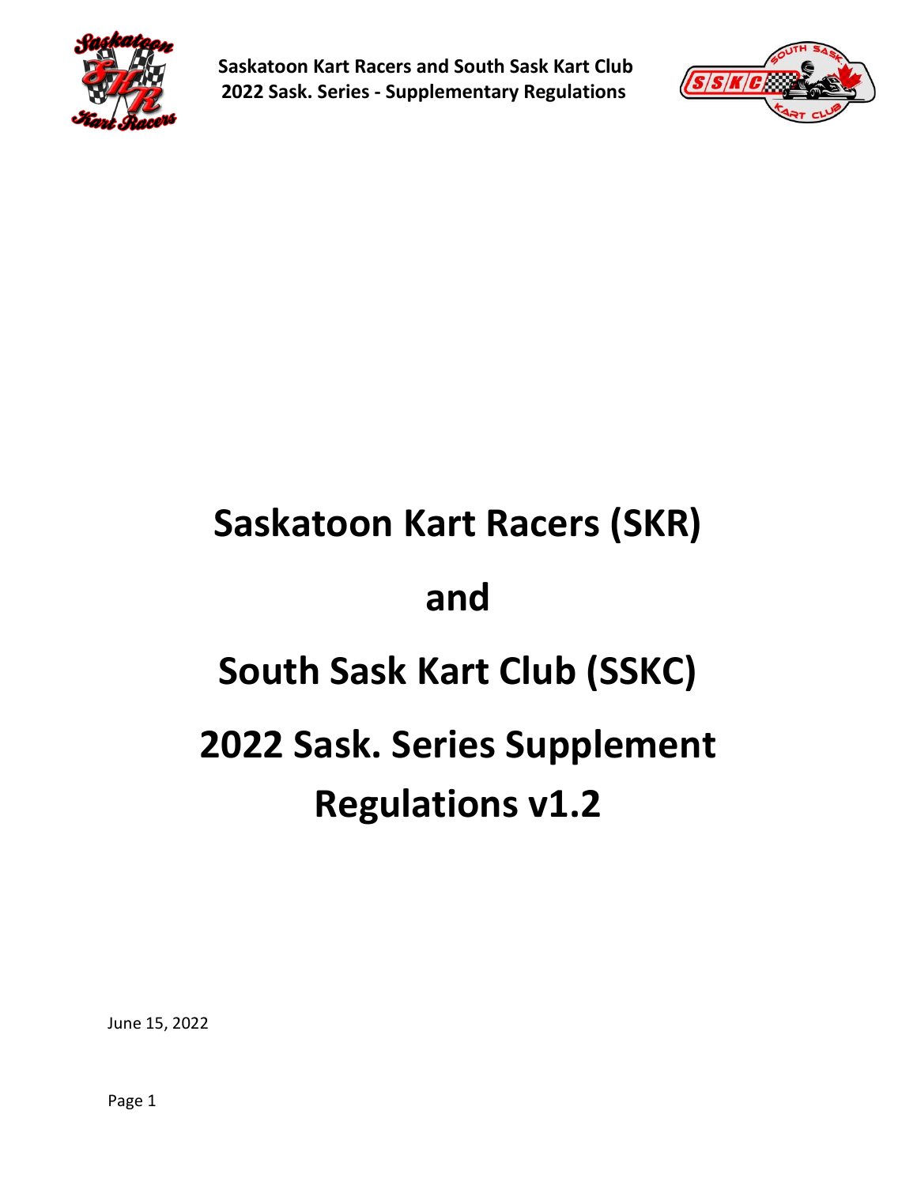# Saskatoon Kart Racers (SKR)

# and

# South Sask Kart Club (SSKC)

# 2022 Sask. Series Supplement Regulations v1.2

June 15, 2022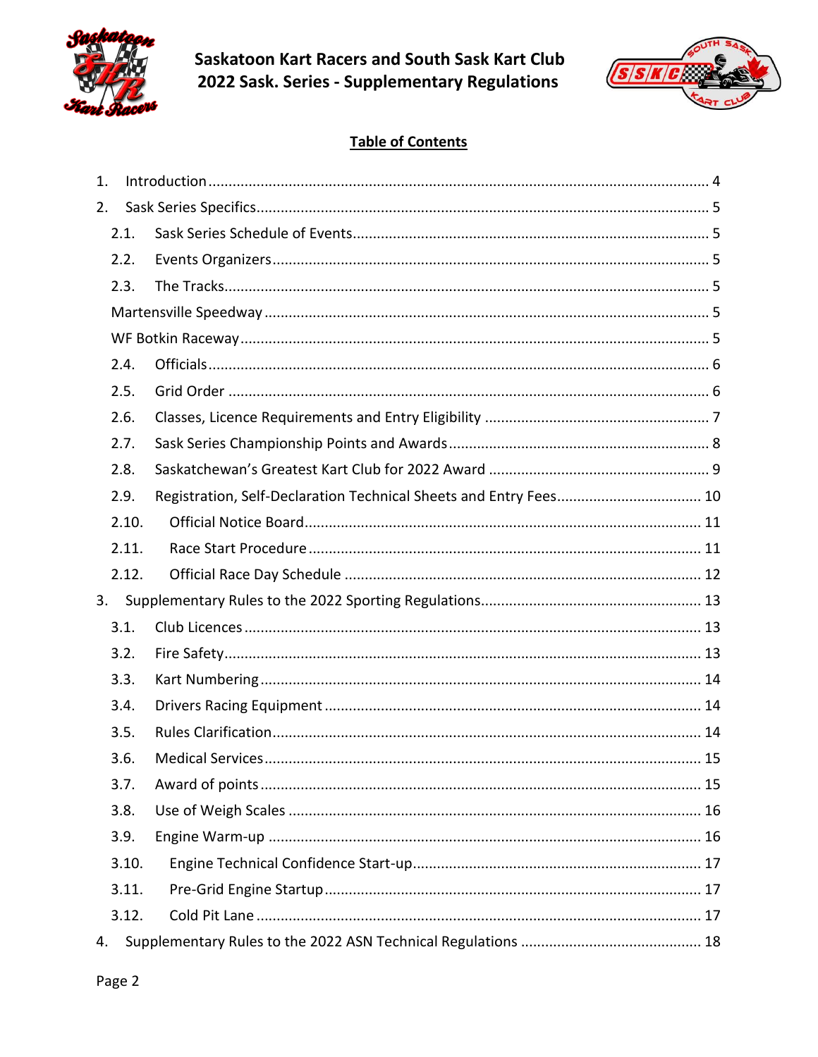# Saskatoon Kart Racers and South Sask Kart Club
# 2022 Sask. Series - Supplementary Regulations

## Table of Contents

1. Introduction ..... 4
2. Sask Series Specifics ..... 5
   - 2.1. Sask Series Schedule of Events ..... 5
   - 2.2. Events Organizers ..... 5
   - 2.3. The Tracks ..... 5
   - Martensville Speedway ..... 5
   - WF Botkin Raceway ..... 5
   - 2.4. Officials ..... 6
   - 2.5. Grid Order ..... 6
   - 2.6. Classes, Licence Requirements and Entry Eligibility ..... 7
   - 2.7. Sask Series Championship Points and Awards ..... 8
   - 2.8. Saskatchewan's Greatest Kart Club for 2022 Award ..... 9
   - 2.9. Registration, Self-Declaration Technical Sheets and Entry Fees ..... 10
   - 2.10. Official Notice Board ..... 11
   - 2.11. Race Start Procedure ..... 11
   - 2.12. Official Race Day Schedule ..... 12
3. Supplementary Rules to the 2022 Sporting Regulations ..... 13
   - 3.1. Club Licences ..... 13
   - 3.2. Fire Safety ..... 13
   - 3.3. Kart Numbering ..... 14
   - 3.4. Drivers Racing Equipment ..... 14
   - 3.5. Rules Clarification ..... 14
   - 3.6. Medical Services ..... 15
   - 3.7. Award of points ..... 15
   - 3.8. Use of Weigh Scales ..... 16
   - 3.9. Engine Warm-up ..... 16
   - 3.10. Engine Technical Confidence Start-up ..... 17
   - 3.11. Pre-Grid Engine Startup ..... 17
   - 3.12. Cold Pit Lane ..... 17
4. Supplementary Rules to the 2022 ASN Technical Regulations ..... 18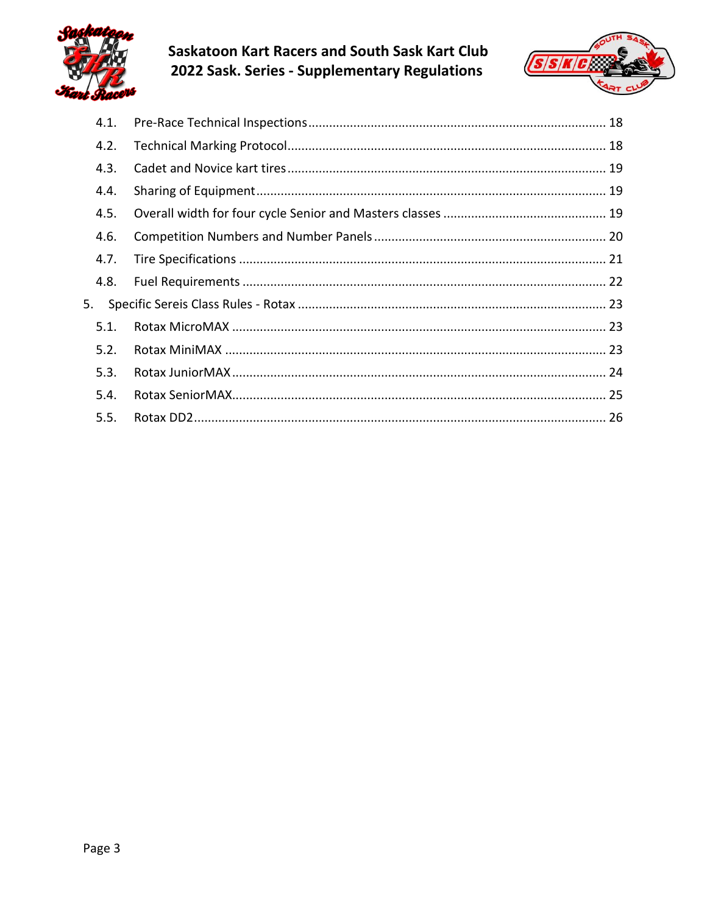- 4.1. Pre-Race Technical Inspections ..... 18
- 4.2. Technical Marking Protocol ..... 18
- 4.3. Cadet and Novice kart tires ..... 19
- 4.4. Sharing of Equipment ..... 19
- 4.5. Overall width for four cycle Senior and Masters classes ..... 19
- 4.6. Competition Numbers and Number Panels ..... 20
- 4.7. Tire Specifications ..... 21
- 4.8. Fuel Requirements ..... 22

5. Specific Sereis Class Rules - Rotax ..... 23
- 5.1. Rotax MicroMAX ..... 23
- 5.2. Rotax MiniMAX ..... 23
- 5.3. Rotax JuniorMAX ..... 24
- 5.4. Rotax SeniorMAX ..... 25
- 5.5. Rotax DD2 ..... 26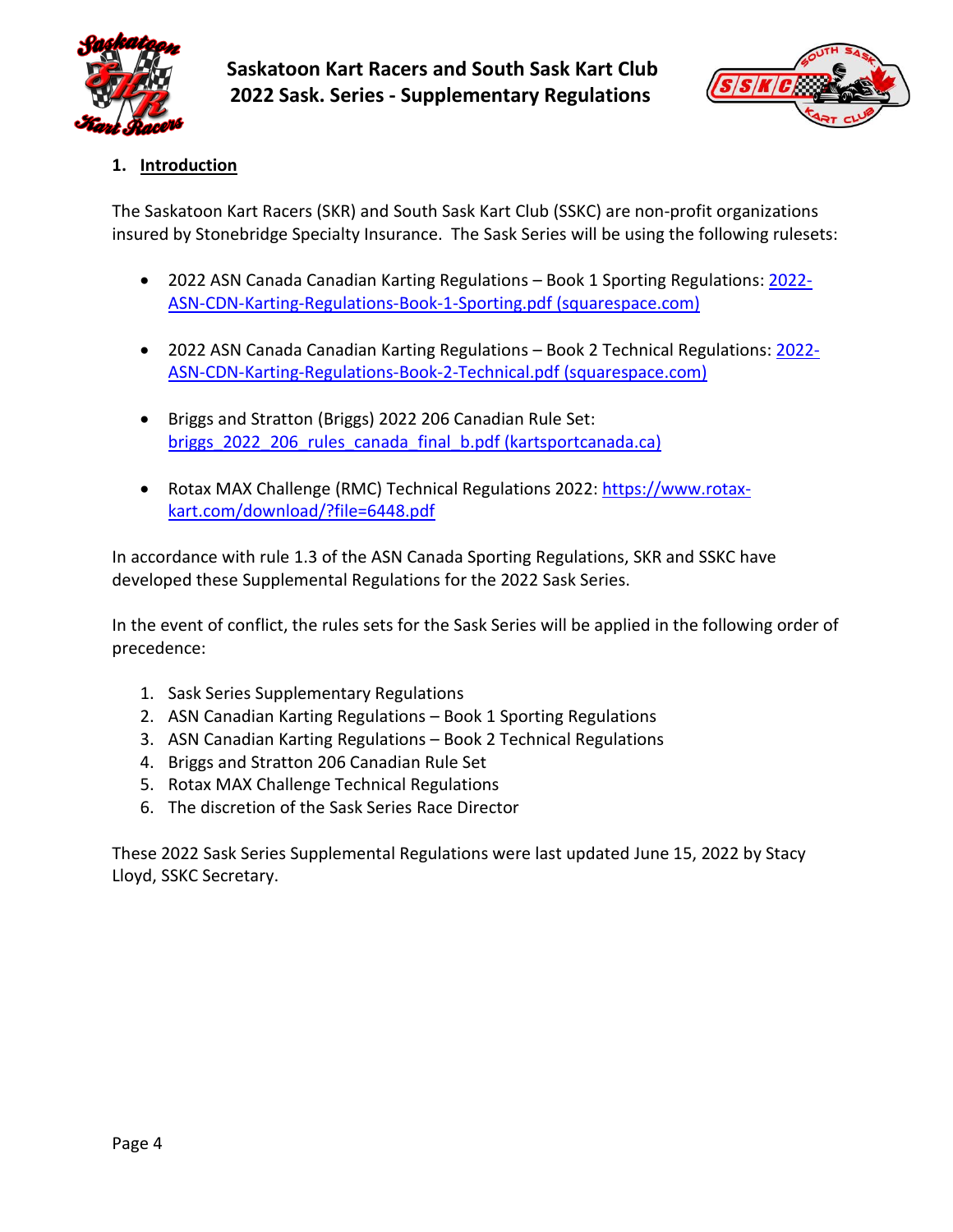## 1. Introduction

The Saskatoon Kart Racers (SKR) and South Sask Kart Club (SSKC) are non-profit organizations insured by Stonebridge Specialty Insurance. The Sask Series will be using the following rulesets:

- 2022 ASN Canada Canadian Karting Regulations – Book 1 Sporting Regulations: [2022-ASN-CDN-Karting-Regulations-Book-1-Sporting.pdf (squarespace.com)]

- 2022 ASN Canada Canadian Karting Regulations – Book 2 Technical Regulations: [2022-ASN-CDN-Karting-Regulations-Book-2-Technical.pdf (squarespace.com)]

- Briggs and Stratton (Briggs) 2022 206 Canadian Rule Set: [briggs_2022_206_rules_canada_final_b.pdf (kartsportcanada.ca)]

- Rotax MAX Challenge (RMC) Technical Regulations 2022: https://www.rotax-kart.com/download/?file=6448.pdf

In accordance with rule 1.3 of the ASN Canada Sporting Regulations, SKR and SSKC have developed these Supplemental Regulations for the 2022 Sask Series.

In the event of conflict, the rules sets for the Sask Series will be applied in the following order of precedence:

1. Sask Series Supplementary Regulations
2. ASN Canadian Karting Regulations – Book 1 Sporting Regulations
3. ASN Canadian Karting Regulations – Book 2 Technical Regulations
4. Briggs and Stratton 206 Canadian Rule Set
5. Rotax MAX Challenge Technical Regulations
6. The discretion of the Sask Series Race Director

These 2022 Sask Series Supplemental Regulations were last updated June 15, 2022 by Stacy Lloyd, SSKC Secretary.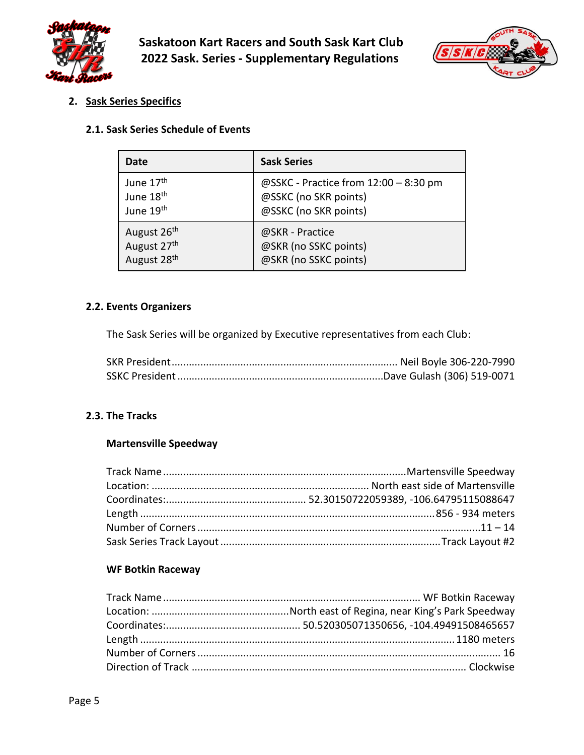## 2. Sask Series Specifics

### 2.1. Sask Series Schedule of Events

| Date | Sask Series |
|---|---|
| June 17th<br>June 18th<br>June 19th | @SSKC - Practice from 12:00 – 8:30 pm<br>@SSKC (no SKR points)<br>@SSKC (no SKR points) |
| August 26th<br>August 27th<br>August 28th | @SKR - Practice<br>@SKR (no SSKC points)<br>@SKR (no SSKC points) |

### 2.2. Events Organizers

The Sask Series will be organized by Executive representatives from each Club:

SKR President............................................................................. Neil Boyle 306-220-7990
SSKC President......................................................................Dave Gulash (306) 519-0071

### 2.3. The Tracks

**Martensville Speedway**

Track Name ..................................................................................Martensville Speedway
Location: .......................................................................... North east side of Martensville
Coordinates:................................................ 52.30150722059389, -106.64795115088647
Length ....................................................................................................856 - 934 meters
Number of Corners ................................................................................................11 – 14
Sask Series Track Layout ...........................................................................Track Layout #2

**WF Botkin Raceway**

Track Name ........................................................................................ WF Botkin Raceway
Location: ...............................................North east of Regina, near King's Park Speedway
Coordinates:.............................................. 50.520305071350656, -104.49491508465657
Length ...........................................................................................................1180 meters
Number of Corners ........................................................................................................ 16
Direction of Track .............................................................................................. Clockwise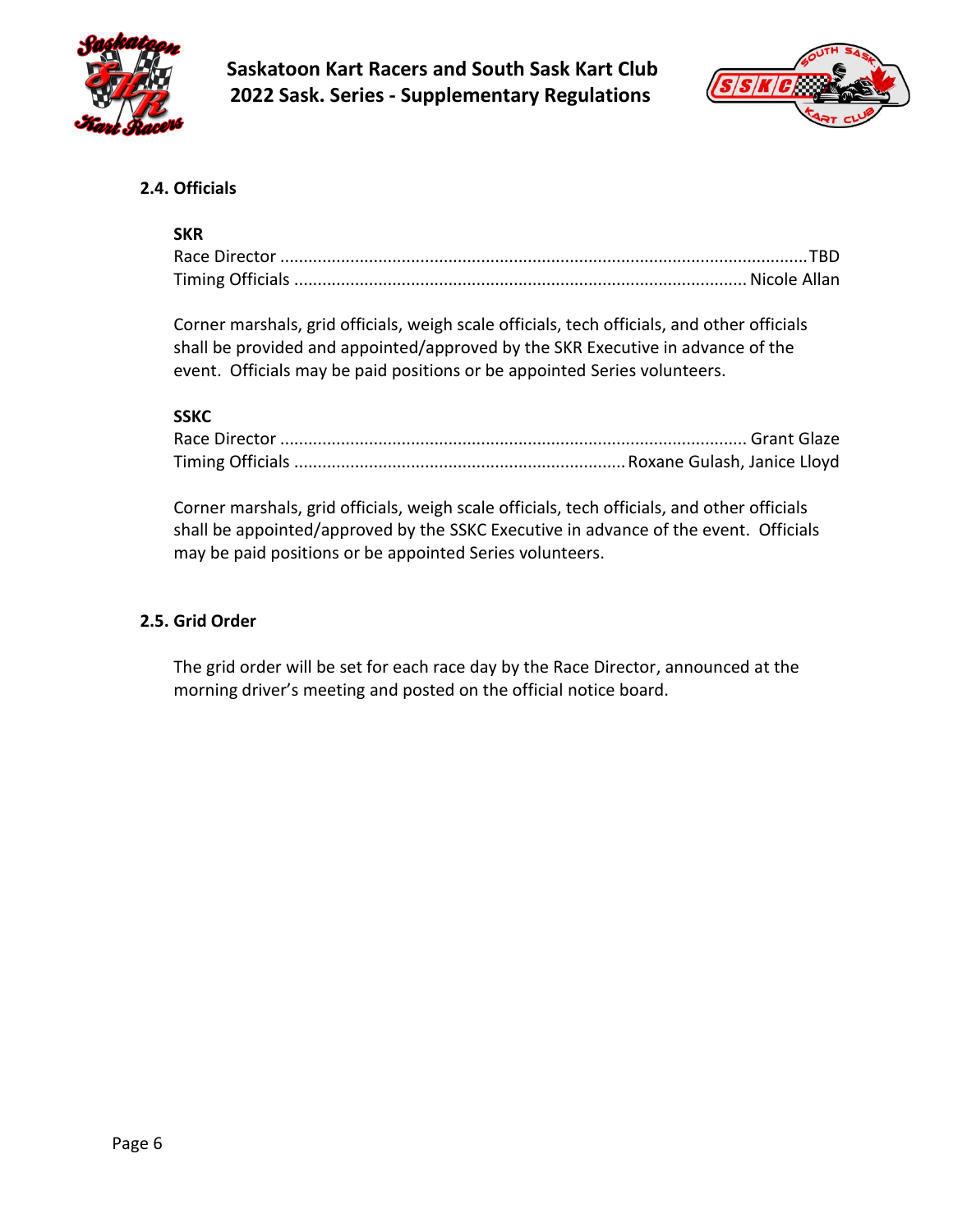### 2.4. Officials

**SKR**

Race Director ........................................................................................................TBD
Timing Officials ........................................................................................ Nicole Allan

Corner marshals, grid officials, weigh scale officials, tech officials, and other officials shall be provided and appointed/approved by the SKR Executive in advance of the event. Officials may be paid positions or be appointed Series volunteers.

**SSKC**

Race Director ........................................................................................... Grant Glaze
Timing Officials ........................................................... Roxane Gulash, Janice Lloyd

Corner marshals, grid officials, weigh scale officials, tech officials, and other officials shall be appointed/approved by the SSKC Executive in advance of the event. Officials may be paid positions or be appointed Series volunteers.

### 2.5. Grid Order

The grid order will be set for each race day by the Race Director, announced at the morning driver's meeting and posted on the official notice board.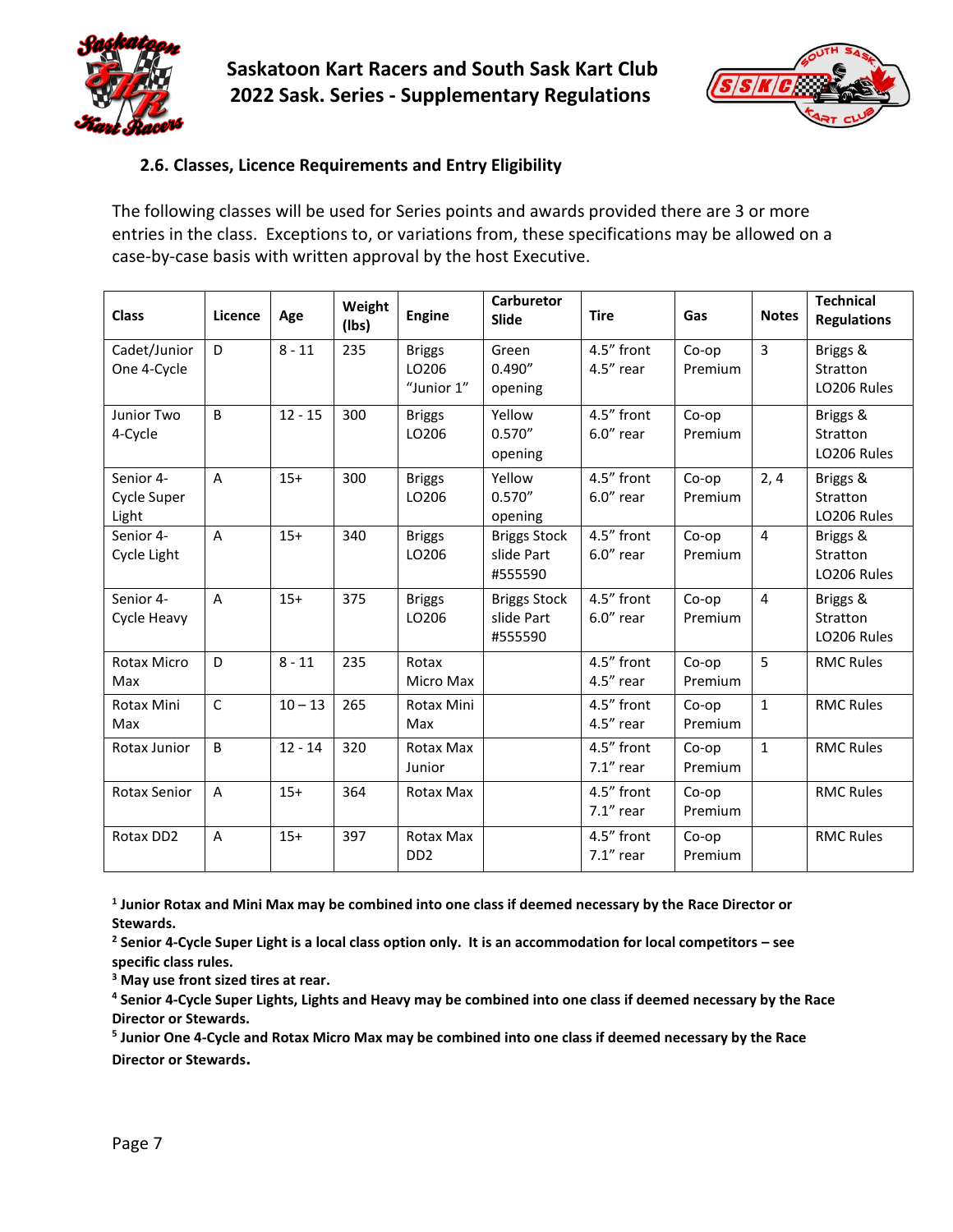### 2.6. Classes, Licence Requirements and Entry Eligibility

The following classes will be used for Series points and awards provided there are 3 or more entries in the class. Exceptions to, or variations from, these specifications may be allowed on a case-by-case basis with written approval by the host Executive.

| Class | Licence | Age | Weight (lbs) | Engine | Carburetor Slide | Tire | Gas | Notes | Technical Regulations |
|---|---|---|---|---|---|---|---|---|---|
| Cadet/Junior One 4-Cycle | D | 8 - 11 | 235 | Briggs LO206 "Junior 1" | Green 0.490" opening | 4.5" front 4.5" rear | Co-op Premium | 3 | Briggs & Stratton LO206 Rules |
| Junior Two 4-Cycle | B | 12 - 15 | 300 | Briggs LO206 | Yellow 0.570" opening | 4.5" front 6.0" rear | Co-op Premium | | Briggs & Stratton LO206 Rules |
| Senior 4-Cycle Super Light | A | 15+ | 300 | Briggs LO206 | Yellow 0.570" opening | 4.5" front 6.0" rear | Co-op Premium | 2, 4 | Briggs & Stratton LO206 Rules |
| Senior 4-Cycle Light | A | 15+ | 340 | Briggs LO206 | Briggs Stock slide Part #555590 | 4.5" front 6.0" rear | Co-op Premium | 4 | Briggs & Stratton LO206 Rules |
| Senior 4-Cycle Heavy | A | 15+ | 375 | Briggs LO206 | Briggs Stock slide Part #555590 | 4.5" front 6.0" rear | Co-op Premium | 4 | Briggs & Stratton LO206 Rules |
| Rotax Micro Max | D | 8 - 11 | 235 | Rotax Micro Max | | 4.5" front 4.5" rear | Co-op Premium | 5 | RMC Rules |
| Rotax Mini Max | C | 10 – 13 | 265 | Rotax Mini Max | | 4.5" front 4.5" rear | Co-op Premium | 1 | RMC Rules |
| Rotax Junior | B | 12 - 14 | 320 | Rotax Max Junior | | 4.5" front 7.1" rear | Co-op Premium | 1 | RMC Rules |
| Rotax Senior | A | 15+ | 364 | Rotax Max | | 4.5" front 7.1" rear | Co-op Premium | | RMC Rules |
| Rotax DD2 | A | 15+ | 397 | Rotax Max DD2 | | 4.5" front 7.1" rear | Co-op Premium | | RMC Rules |

**[1] Junior Rotax and Mini Max may be combined into one class if deemed necessary by the Race Director or Stewards.**
**[2] Senior 4-Cycle Super Light is a local class option only. It is an accommodation for local competitors – see specific class rules.**
**[3] May use front sized tires at rear.**
**[4] Senior 4-Cycle Super Lights, Lights and Heavy may be combined into one class if deemed necessary by the Race Director or Stewards.**
**[5] Junior One 4-Cycle and Rotax Micro Max may be combined into one class if deemed necessary by the Race Director or Stewards.**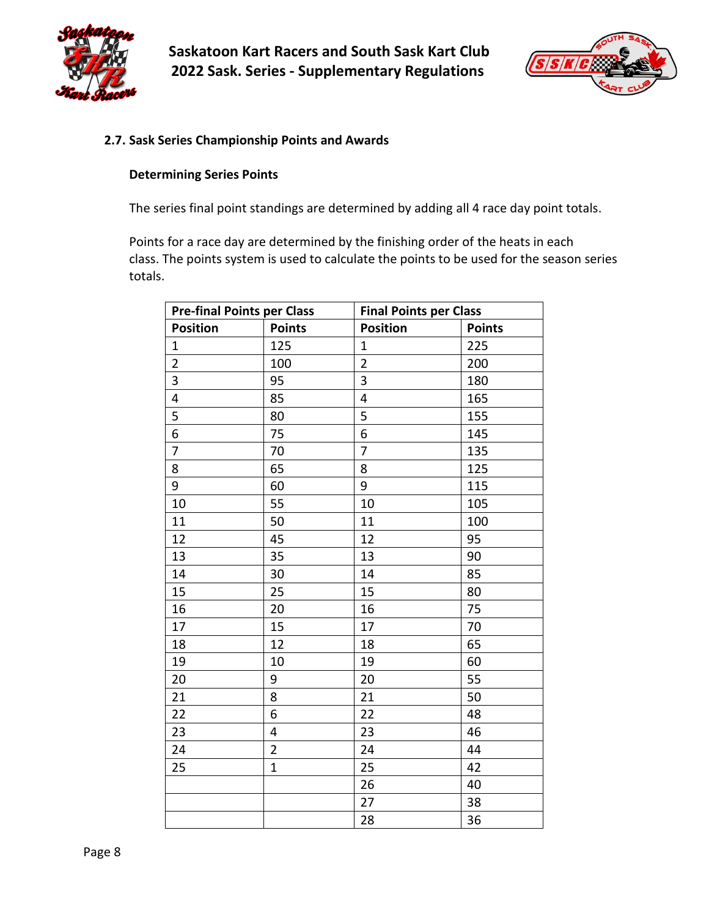## 2.7. Sask Series Championship Points and Awards

### Determining Series Points

The series final point standings are determined by adding all 4 race day point totals.

Points for a race day are determined by the finishing order of the heats in each class. The points system is used to calculate the points to be used for the season series totals.

| Pre-final Points per Class | | Final Points per Class | |
|---|---|---|---|
| **Position** | **Points** | **Position** | **Points** |
| 1 | 125 | 1 | 225 |
| 2 | 100 | 2 | 200 |
| 3 | 95 | 3 | 180 |
| 4 | 85 | 4 | 165 |
| 5 | 80 | 5 | 155 |
| 6 | 75 | 6 | 145 |
| 7 | 70 | 7 | 135 |
| 8 | 65 | 8 | 125 |
| 9 | 60 | 9 | 115 |
| 10 | 55 | 10 | 105 |
| 11 | 50 | 11 | 100 |
| 12 | 45 | 12 | 95 |
| 13 | 35 | 13 | 90 |
| 14 | 30 | 14 | 85 |
| 15 | 25 | 15 | 80 |
| 16 | 20 | 16 | 75 |
| 17 | 15 | 17 | 70 |
| 18 | 12 | 18 | 65 |
| 19 | 10 | 19 | 60 |
| 20 | 9 | 20 | 55 |
| 21 | 8 | 21 | 50 |
| 22 | 6 | 22 | 48 |
| 23 | 4 | 23 | 46 |
| 24 | 2 | 24 | 44 |
| 25 | 1 | 25 | 42 |
| | | 26 | 40 |
| | | 27 | 38 |
| | | 28 | 36 |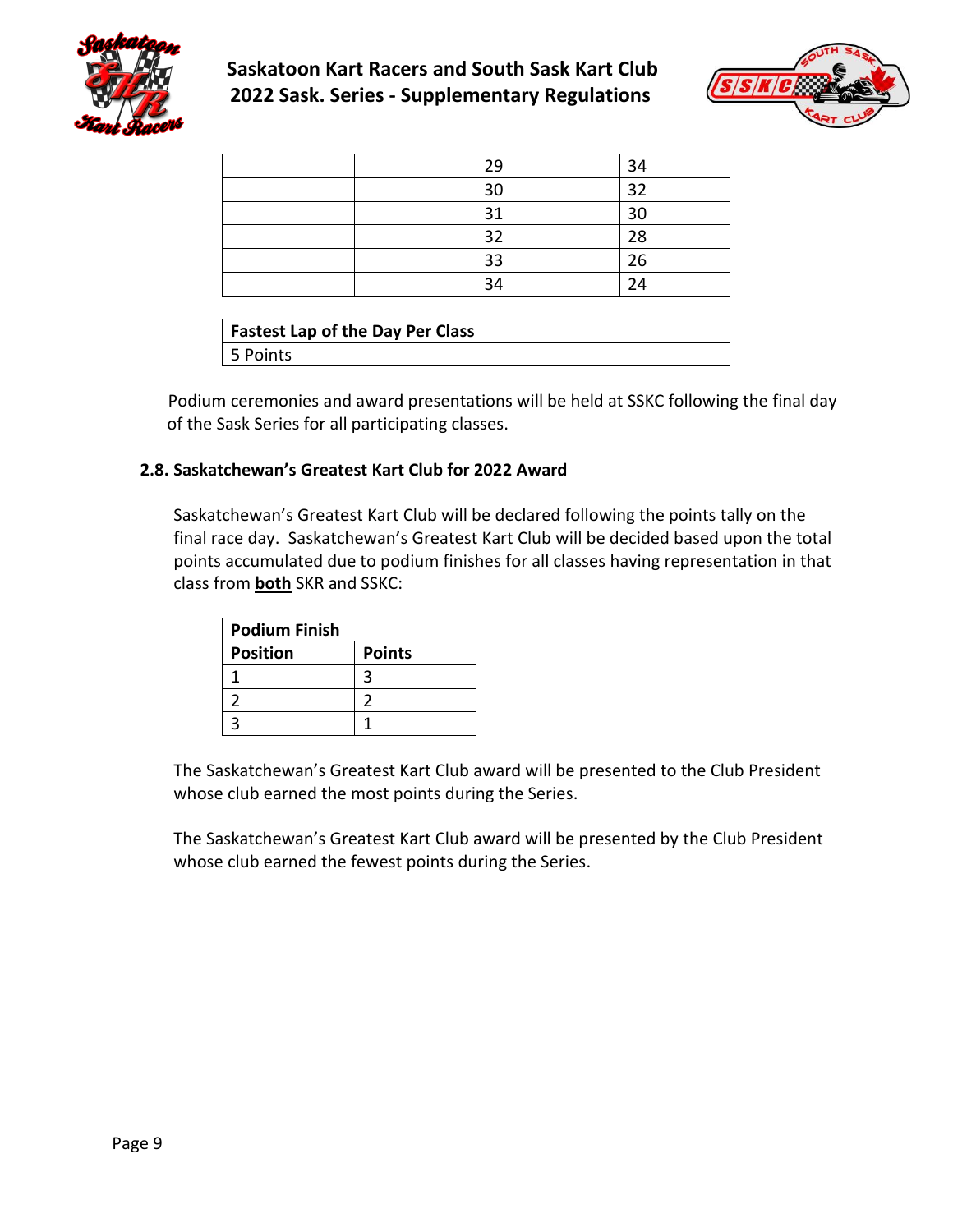| | | 29 | 34 |
|---|---|---|---|
| | | 30 | 32 |
| | | 31 | 30 |
| | | 32 | 28 |
| | | 33 | 26 |
| | | 34 | 24 |

| **Fastest Lap of the Day Per Class** |
|---|
| 5 Points |

Podium ceremonies and award presentations will be held at SSKC following the final day of the Sask Series for all participating classes.

### 2.8. Saskatchewan's Greatest Kart Club for 2022 Award

Saskatchewan's Greatest Kart Club will be declared following the points tally on the final race day. Saskatchewan's Greatest Kart Club will be decided based upon the total points accumulated due to podium finishes for all classes having representation in that class from **both** SKR and SSKC:

| **Podium Finish** | |
|---|---|
| **Position** | **Points** |
| 1 | 3 |
| 2 | 2 |
| 3 | 1 |

The Saskatchewan's Greatest Kart Club award will be presented to the Club President whose club earned the most points during the Series.

The Saskatchewan's Greatest Kart Club award will be presented by the Club President whose club earned the fewest points during the Series.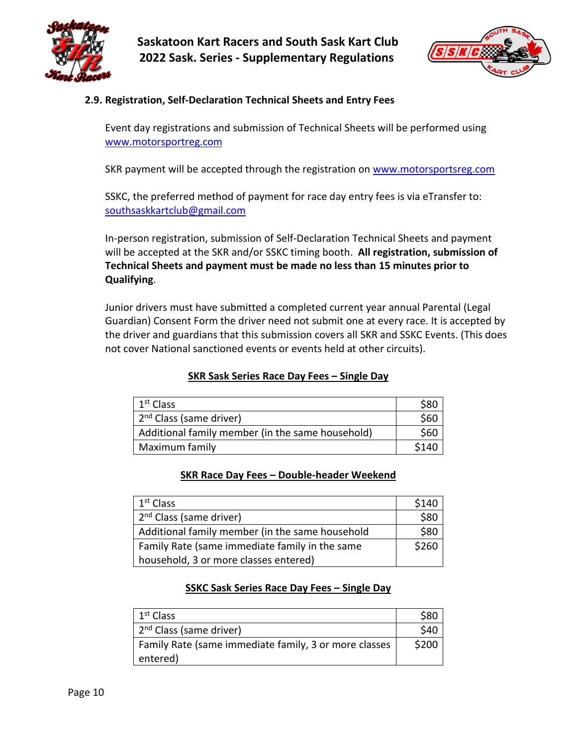### 2.9. Registration, Self-Declaration Technical Sheets and Entry Fees

Event day registrations and submission of Technical Sheets will be performed using www.motorsportreg.com

SKR payment will be accepted through the registration on www.motorsportsreg.com

SSKC, the preferred method of payment for race day entry fees is via eTransfer to: southsaskkartclub@gmail.com

In-person registration, submission of Self-Declaration Technical Sheets and payment will be accepted at the SKR and/or SSKC timing booth. **All registration, submission of Technical Sheets and payment must be made no less than 15 minutes prior to Qualifying**.

Junior drivers must have submitted a completed current year annual Parental (Legal Guardian) Consent Form the driver need not submit one at every race. It is accepted by the driver and guardians that this submission covers all SKR and SSKC Events. (This does not cover National sanctioned events or events held at other circuits).

**SKR Sask Series Race Day Fees – Single Day**

| | |
|---|---:|
| 1st Class | $80 |
| 2nd Class (same driver) | $60 |
| Additional family member (in the same household) | $60 |
| Maximum family | $140 |

**SKR Race Day Fees – Double-header Weekend**

| | |
|---|---:|
| 1st Class | $140 |
| 2nd Class (same driver) | $80 |
| Additional family member (in the same household | $80 |
| Family Rate (same immediate family in the same household, 3 or more classes entered) | $260 |

**SSKC Sask Series Race Day Fees – Single Day**

| | |
|---|---:|
| 1st Class | $80 |
| 2nd Class (same driver) | $40 |
| Family Rate (same immediate family, 3 or more classes entered) | $200 |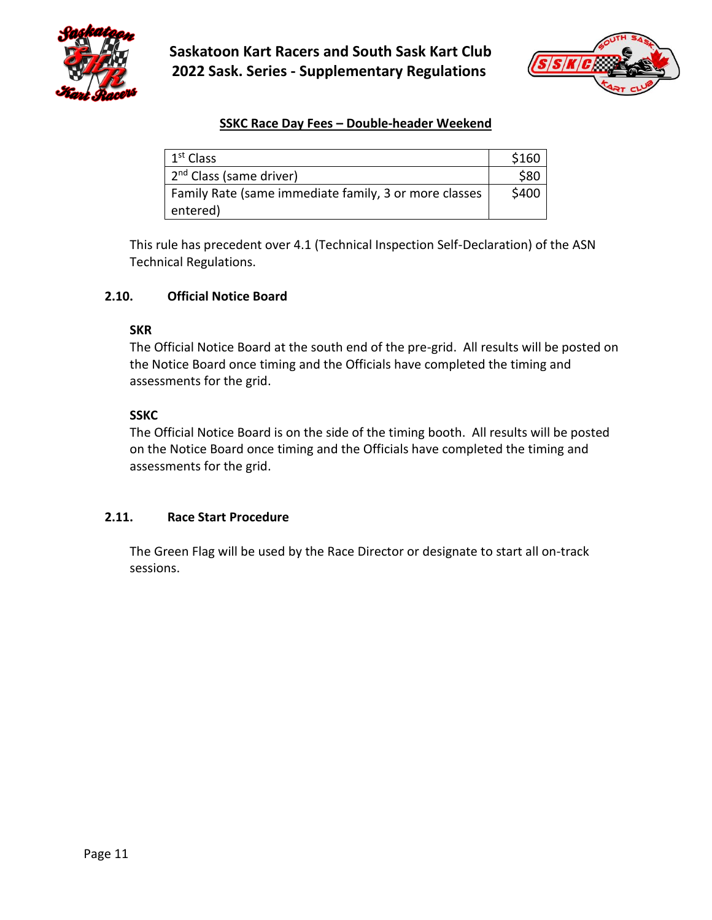**SSKC Race Day Fees – Double-header Weekend**

| | |
|---|---|
| 1st Class | $160 |
| 2nd Class (same driver) | $80 |
| Family Rate (same immediate family, 3 or more classes entered) | $400 |

This rule has precedent over 4.1 (Technical Inspection Self-Declaration) of the ASN Technical Regulations.

### 2.10. Official Notice Board

**SKR**

The Official Notice Board at the south end of the pre-grid. All results will be posted on the Notice Board once timing and the Officials have completed the timing and assessments for the grid.

**SSKC**

The Official Notice Board is on the side of the timing booth. All results will be posted on the Notice Board once timing and the Officials have completed the timing and assessments for the grid.

### 2.11. Race Start Procedure

The Green Flag will be used by the Race Director or designate to start all on-track sessions.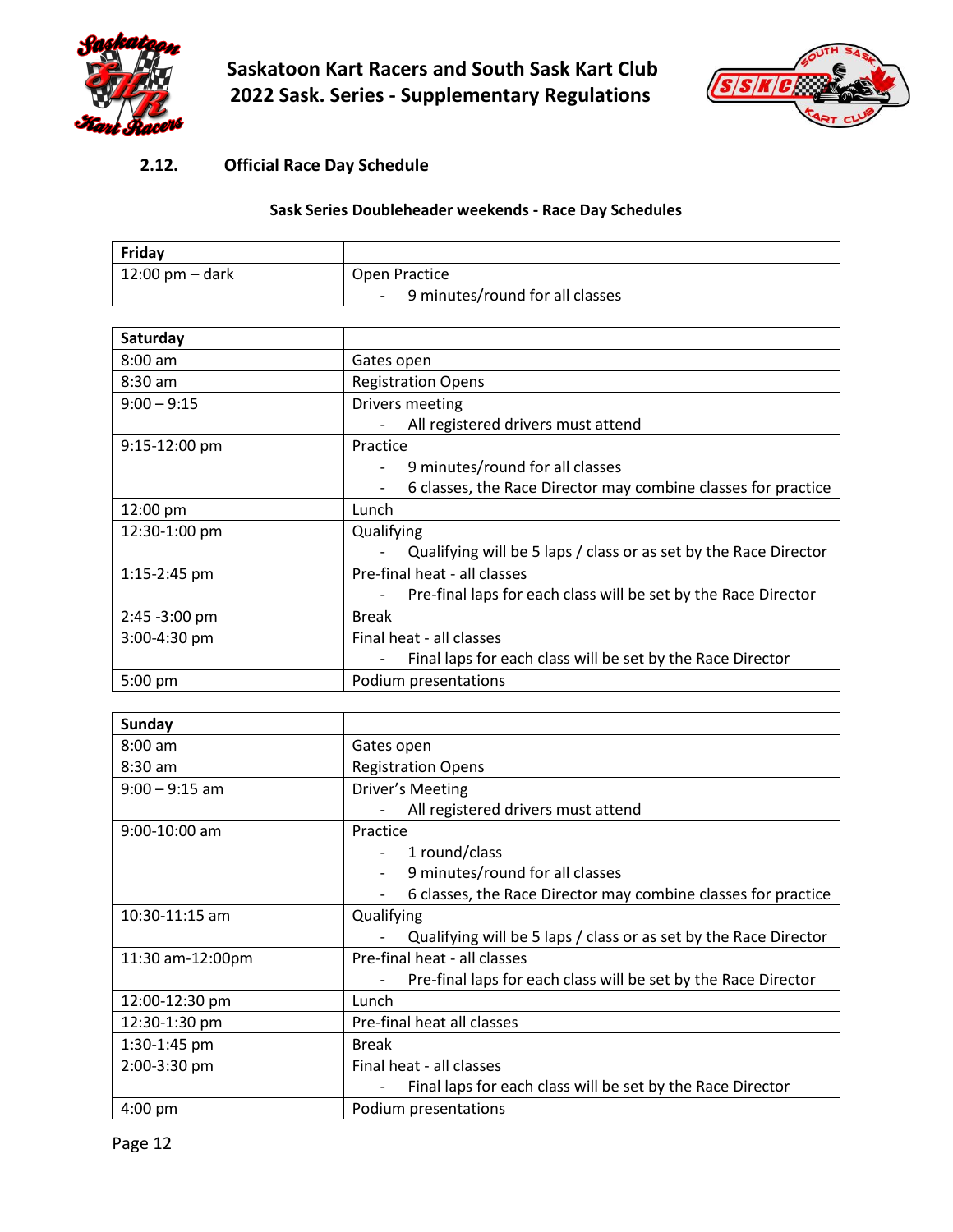### 2.12. Official Race Day Schedule

**Sask Series Doubleheader weekends - Race Day Schedules**

| Friday | |
|---|---|
| 12:00 pm – dark | Open Practice<br>- 9 minutes/round for all classes |

| Saturday | |
|---|---|
| 8:00 am | Gates open |
| 8:30 am | Registration Opens |
| 9:00 – 9:15 | Drivers meeting<br>- All registered drivers must attend |
| 9:15-12:00 pm | Practice<br>- 9 minutes/round for all classes<br>- 6 classes, the Race Director may combine classes for practice |
| 12:00 pm | Lunch |
| 12:30-1:00 pm | Qualifying<br>- Qualifying will be 5 laps / class or as set by the Race Director |
| 1:15-2:45 pm | Pre-final heat - all classes<br>- Pre-final laps for each class will be set by the Race Director |
| 2:45 -3:00 pm | Break |
| 3:00-4:30 pm | Final heat - all classes<br>- Final laps for each class will be set by the Race Director |
| 5:00 pm | Podium presentations |

| Sunday | |
|---|---|
| 8:00 am | Gates open |
| 8:30 am | Registration Opens |
| 9:00 – 9:15 am | Driver's Meeting<br>- All registered drivers must attend |
| 9:00-10:00 am | Practice<br>- 1 round/class<br>- 9 minutes/round for all classes<br>- 6 classes, the Race Director may combine classes for practice |
| 10:30-11:15 am | Qualifying<br>- Qualifying will be 5 laps / class or as set by the Race Director |
| 11:30 am-12:00pm | Pre-final heat - all classes<br>- Pre-final laps for each class will be set by the Race Director |
| 12:00-12:30 pm | Lunch |
| 12:30-1:30 pm | Pre-final heat all classes |
| 1:30-1:45 pm | Break |
| 2:00-3:30 pm | Final heat - all classes<br>- Final laps for each class will be set by the Race Director |
| 4:00 pm | Podium presentations |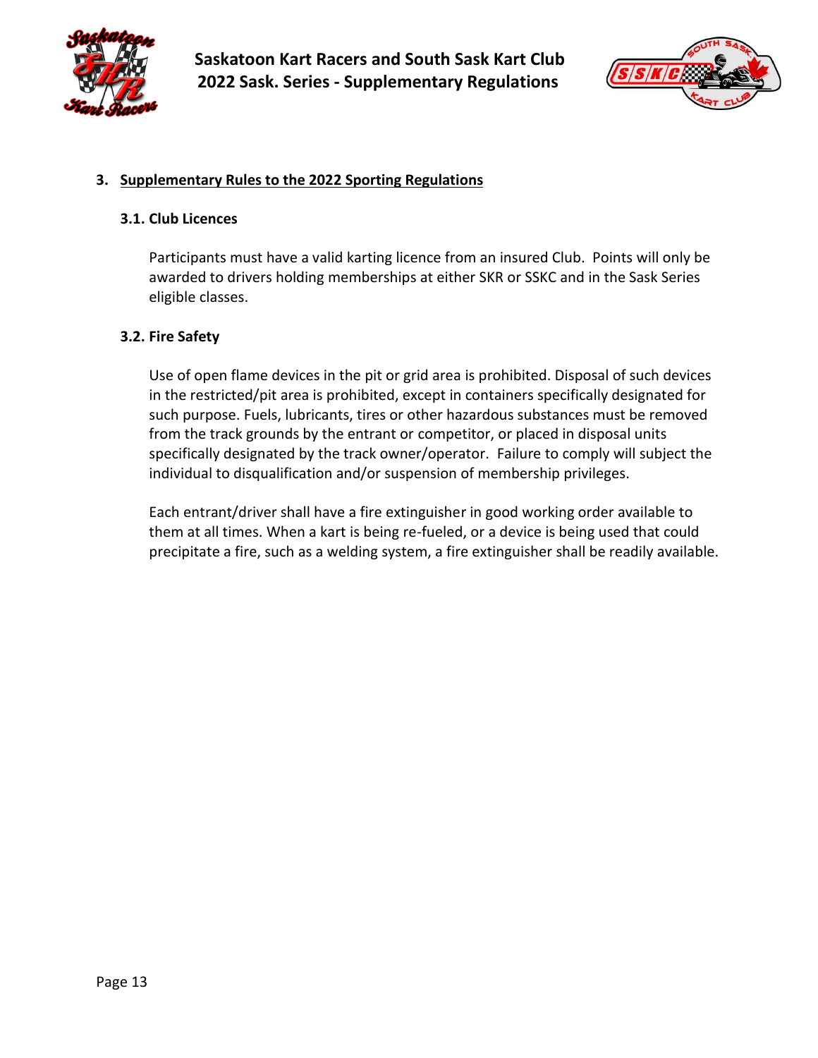## 3. Supplementary Rules to the 2022 Sporting Regulations

### 3.1. Club Licences

Participants must have a valid karting licence from an insured Club. Points will only be awarded to drivers holding memberships at either SKR or SSKC and in the Sask Series eligible classes.

### 3.2. Fire Safety

Use of open flame devices in the pit or grid area is prohibited. Disposal of such devices in the restricted/pit area is prohibited, except in containers specifically designated for such purpose. Fuels, lubricants, tires or other hazardous substances must be removed from the track grounds by the entrant or competitor, or placed in disposal units specifically designated by the track owner/operator. Failure to comply will subject the individual to disqualification and/or suspension of membership privileges.

Each entrant/driver shall have a fire extinguisher in good working order available to them at all times. When a kart is being re-fueled, or a device is being used that could precipitate a fire, such as a welding system, a fire extinguisher shall be readily available.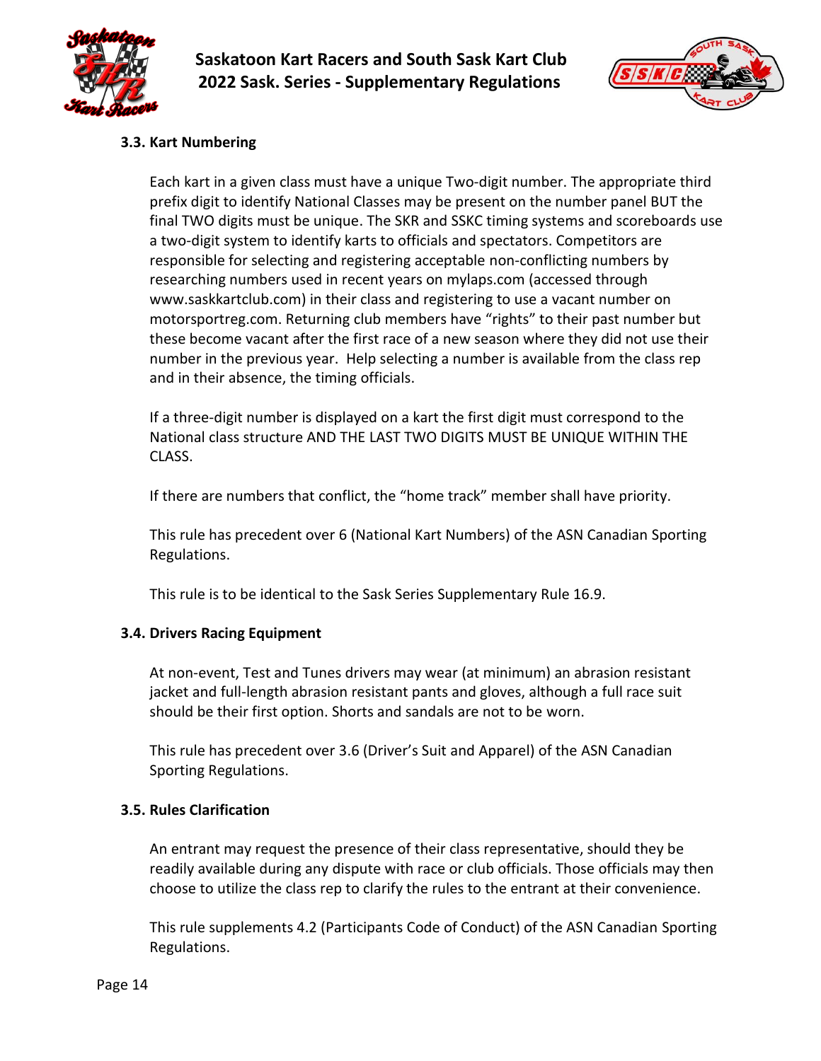### 3.3. Kart Numbering

Each kart in a given class must have a unique Two-digit number. The appropriate third prefix digit to identify National Classes may be present on the number panel BUT the final TWO digits must be unique. The SKR and SSKC timing systems and scoreboards use a two-digit system to identify karts to officials and spectators. Competitors are responsible for selecting and registering acceptable non-conflicting numbers by researching numbers used in recent years on mylaps.com (accessed through www.saskkartclub.com) in their class and registering to use a vacant number on motorsportreg.com. Returning club members have "rights" to their past number but these become vacant after the first race of a new season where they did not use their number in the previous year. Help selecting a number is available from the class rep and in their absence, the timing officials.

If a three-digit number is displayed on a kart the first digit must correspond to the National class structure AND THE LAST TWO DIGITS MUST BE UNIQUE WITHIN THE CLASS.

If there are numbers that conflict, the "home track" member shall have priority.

This rule has precedent over 6 (National Kart Numbers) of the ASN Canadian Sporting Regulations.

This rule is to be identical to the Sask Series Supplementary Rule 16.9.

### 3.4. Drivers Racing Equipment

At non-event, Test and Tunes drivers may wear (at minimum) an abrasion resistant jacket and full-length abrasion resistant pants and gloves, although a full race suit should be their first option. Shorts and sandals are not to be worn.

This rule has precedent over 3.6 (Driver's Suit and Apparel) of the ASN Canadian Sporting Regulations.

### 3.5. Rules Clarification

An entrant may request the presence of their class representative, should they be readily available during any dispute with race or club officials. Those officials may then choose to utilize the class rep to clarify the rules to the entrant at their convenience.

This rule supplements 4.2 (Participants Code of Conduct) of the ASN Canadian Sporting Regulations.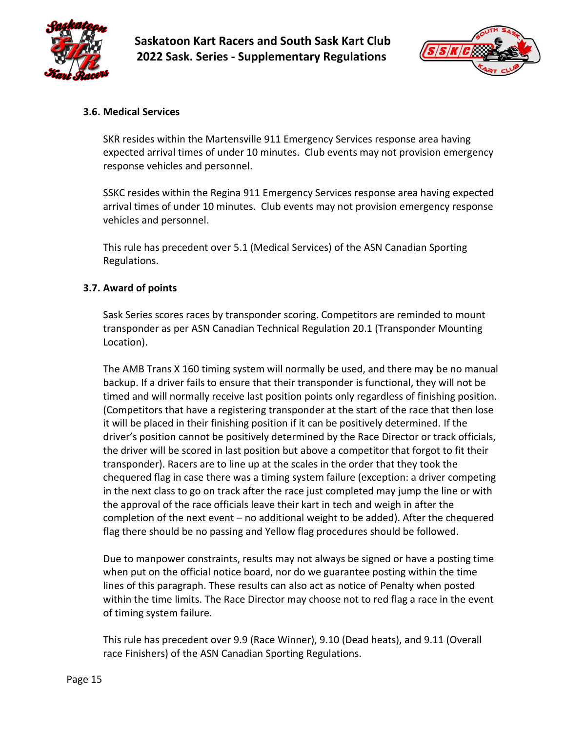### 3.6. Medical Services

SKR resides within the Martensville 911 Emergency Services response area having expected arrival times of under 10 minutes. Club events may not provision emergency response vehicles and personnel.

SSKC resides within the Regina 911 Emergency Services response area having expected arrival times of under 10 minutes. Club events may not provision emergency response vehicles and personnel.

This rule has precedent over 5.1 (Medical Services) of the ASN Canadian Sporting Regulations.

### 3.7. Award of points

Sask Series scores races by transponder scoring. Competitors are reminded to mount transponder as per ASN Canadian Technical Regulation 20.1 (Transponder Mounting Location).

The AMB Trans X 160 timing system will normally be used, and there may be no manual backup. If a driver fails to ensure that their transponder is functional, they will not be timed and will normally receive last position points only regardless of finishing position. (Competitors that have a registering transponder at the start of the race that then lose it will be placed in their finishing position if it can be positively determined. If the driver's position cannot be positively determined by the Race Director or track officials, the driver will be scored in last position but above a competitor that forgot to fit their transponder). Racers are to line up at the scales in the order that they took the chequered flag in case there was a timing system failure (exception: a driver competing in the next class to go on track after the race just completed may jump the line or with the approval of the race officials leave their kart in tech and weigh in after the completion of the next event – no additional weight to be added). After the chequered flag there should be no passing and Yellow flag procedures should be followed.

Due to manpower constraints, results may not always be signed or have a posting time when put on the official notice board, nor do we guarantee posting within the time lines of this paragraph. These results can also act as notice of Penalty when posted within the time limits. The Race Director may choose not to red flag a race in the event of timing system failure.

This rule has precedent over 9.9 (Race Winner), 9.10 (Dead heats), and 9.11 (Overall race Finishers) of the ASN Canadian Sporting Regulations.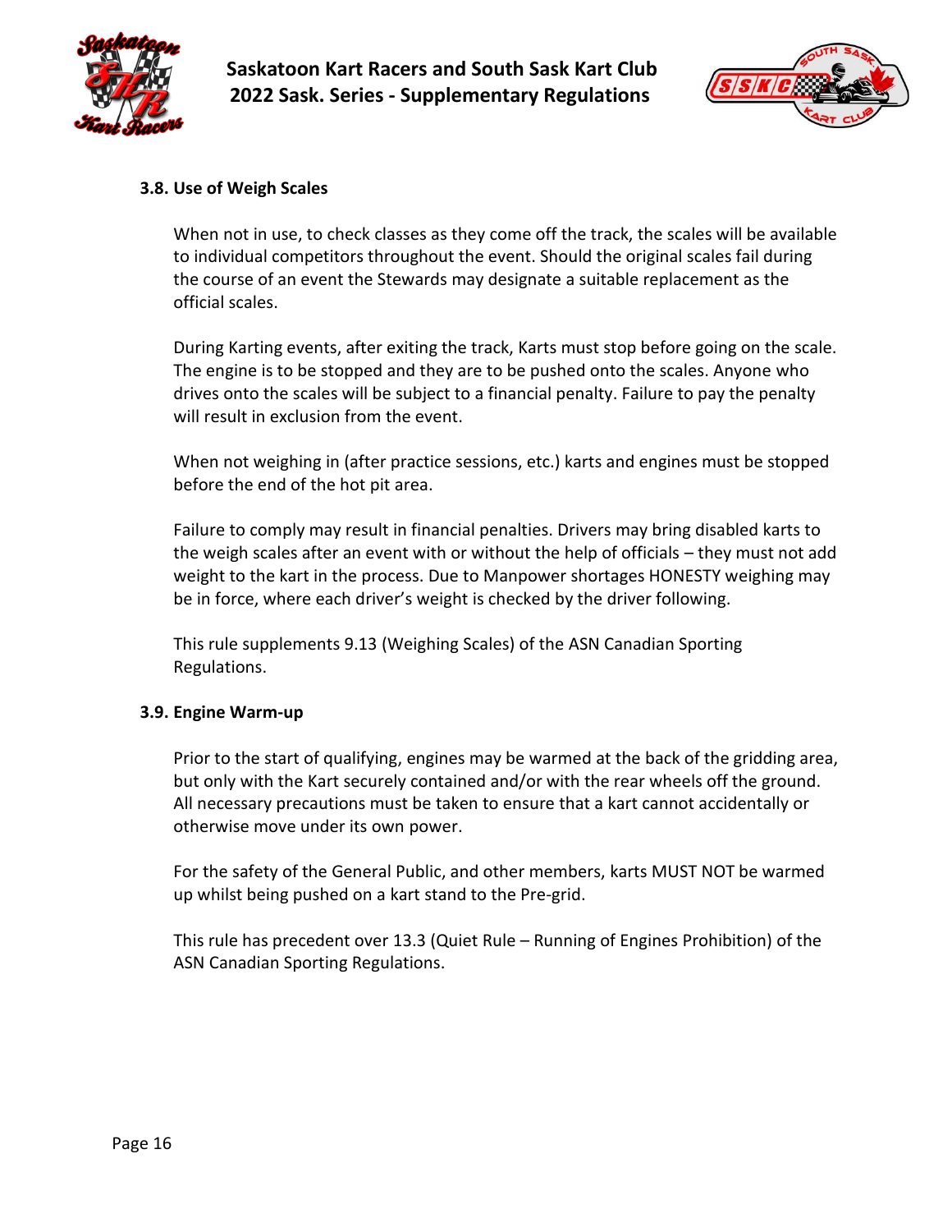### 3.8. Use of Weigh Scales

When not in use, to check classes as they come off the track, the scales will be available to individual competitors throughout the event. Should the original scales fail during the course of an event the Stewards may designate a suitable replacement as the official scales.

During Karting events, after exiting the track, Karts must stop before going on the scale. The engine is to be stopped and they are to be pushed onto the scales. Anyone who drives onto the scales will be subject to a financial penalty. Failure to pay the penalty will result in exclusion from the event.

When not weighing in (after practice sessions, etc.) karts and engines must be stopped before the end of the hot pit area.

Failure to comply may result in financial penalties. Drivers may bring disabled karts to the weigh scales after an event with or without the help of officials – they must not add weight to the kart in the process. Due to Manpower shortages HONESTY weighing may be in force, where each driver's weight is checked by the driver following.

This rule supplements 9.13 (Weighing Scales) of the ASN Canadian Sporting Regulations.

### 3.9. Engine Warm-up

Prior to the start of qualifying, engines may be warmed at the back of the gridding area, but only with the Kart securely contained and/or with the rear wheels off the ground. All necessary precautions must be taken to ensure that a kart cannot accidentally or otherwise move under its own power.

For the safety of the General Public, and other members, karts MUST NOT be warmed up whilst being pushed on a kart stand to the Pre-grid.

This rule has precedent over 13.3 (Quiet Rule – Running of Engines Prohibition) of the ASN Canadian Sporting Regulations.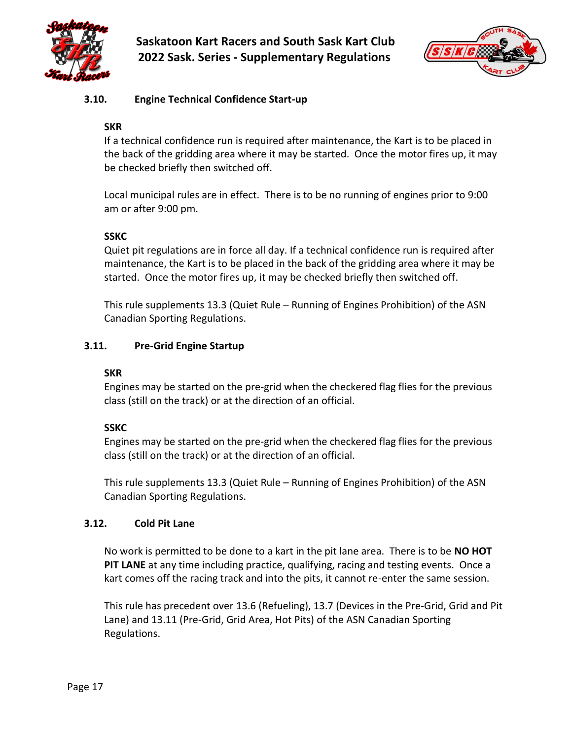### 3.10. Engine Technical Confidence Start-up

**SKR**

If a technical confidence run is required after maintenance, the Kart is to be placed in the back of the gridding area where it may be started. Once the motor fires up, it may be checked briefly then switched off.

Local municipal rules are in effect. There is to be no running of engines prior to 9:00 am or after 9:00 pm.

**SSKC**

Quiet pit regulations are in force all day. If a technical confidence run is required after maintenance, the Kart is to be placed in the back of the gridding area where it may be started. Once the motor fires up, it may be checked briefly then switched off.

This rule supplements 13.3 (Quiet Rule – Running of Engines Prohibition) of the ASN Canadian Sporting Regulations.

### 3.11. Pre-Grid Engine Startup

**SKR**

Engines may be started on the pre-grid when the checkered flag flies for the previous class (still on the track) or at the direction of an official.

**SSKC**

Engines may be started on the pre-grid when the checkered flag flies for the previous class (still on the track) or at the direction of an official.

This rule supplements 13.3 (Quiet Rule – Running of Engines Prohibition) of the ASN Canadian Sporting Regulations.

### 3.12. Cold Pit Lane

No work is permitted to be done to a kart in the pit lane area. There is to be **NO HOT PIT LANE** at any time including practice, qualifying, racing and testing events. Once a kart comes off the racing track and into the pits, it cannot re-enter the same session.

This rule has precedent over 13.6 (Refueling), 13.7 (Devices in the Pre-Grid, Grid and Pit Lane) and 13.11 (Pre-Grid, Grid Area, Hot Pits) of the ASN Canadian Sporting Regulations.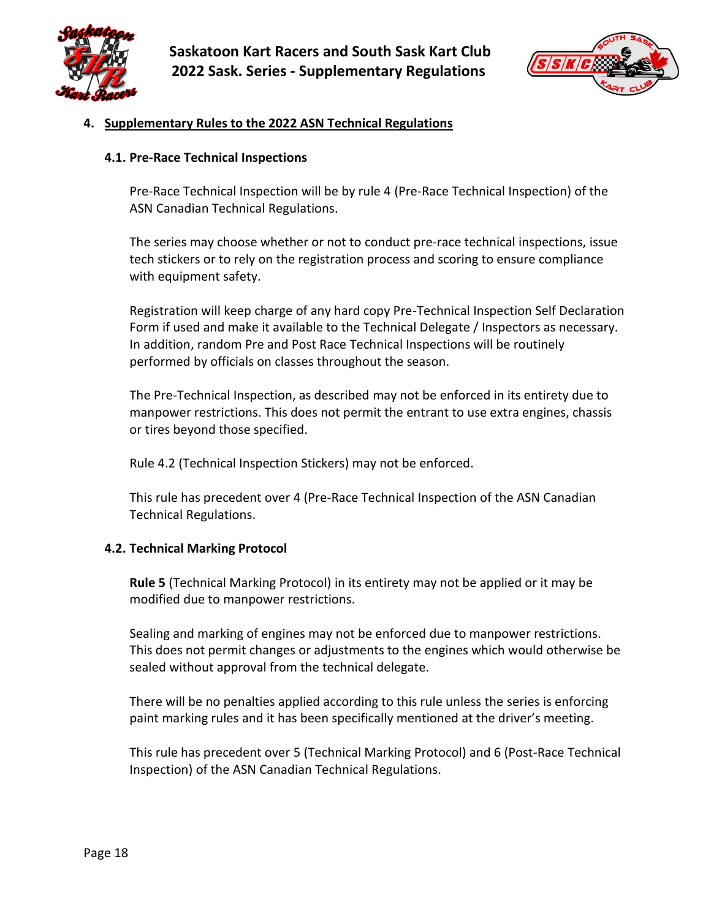## 4. Supplementary Rules to the 2022 ASN Technical Regulations

### 4.1. Pre-Race Technical Inspections

Pre-Race Technical Inspection will be by rule 4 (Pre-Race Technical Inspection) of the ASN Canadian Technical Regulations.

The series may choose whether or not to conduct pre-race technical inspections, issue tech stickers or to rely on the registration process and scoring to ensure compliance with equipment safety.

Registration will keep charge of any hard copy Pre-Technical Inspection Self Declaration Form if used and make it available to the Technical Delegate / Inspectors as necessary. In addition, random Pre and Post Race Technical Inspections will be routinely performed by officials on classes throughout the season.

The Pre-Technical Inspection, as described may not be enforced in its entirety due to manpower restrictions. This does not permit the entrant to use extra engines, chassis or tires beyond those specified.

Rule 4.2 (Technical Inspection Stickers) may not be enforced.

This rule has precedent over 4 (Pre-Race Technical Inspection of the ASN Canadian Technical Regulations.

### 4.2. Technical Marking Protocol

**Rule 5** (Technical Marking Protocol) in its entirety may not be applied or it may be modified due to manpower restrictions.

Sealing and marking of engines may not be enforced due to manpower restrictions. This does not permit changes or adjustments to the engines which would otherwise be sealed without approval from the technical delegate.

There will be no penalties applied according to this rule unless the series is enforcing paint marking rules and it has been specifically mentioned at the driver's meeting.

This rule has precedent over 5 (Technical Marking Protocol) and 6 (Post-Race Technical Inspection) of the ASN Canadian Technical Regulations.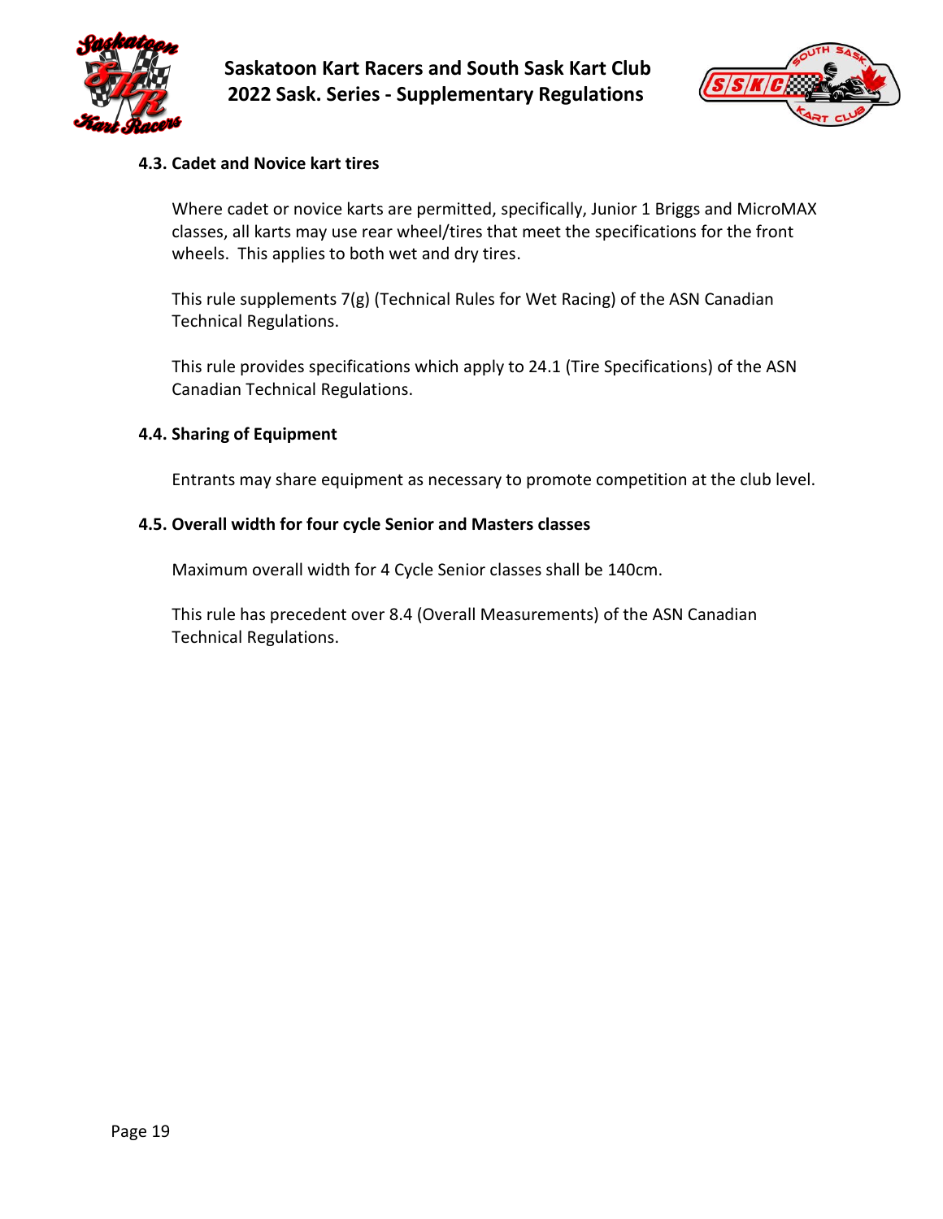### 4.3. Cadet and Novice kart tires

Where cadet or novice karts are permitted, specifically, Junior 1 Briggs and MicroMAX classes, all karts may use rear wheel/tires that meet the specifications for the front wheels. This applies to both wet and dry tires.

This rule supplements 7(g) (Technical Rules for Wet Racing) of the ASN Canadian Technical Regulations.

This rule provides specifications which apply to 24.1 (Tire Specifications) of the ASN Canadian Technical Regulations.

### 4.4. Sharing of Equipment

Entrants may share equipment as necessary to promote competition at the club level.

### 4.5. Overall width for four cycle Senior and Masters classes

Maximum overall width for 4 Cycle Senior classes shall be 140cm.

This rule has precedent over 8.4 (Overall Measurements) of the ASN Canadian Technical Regulations.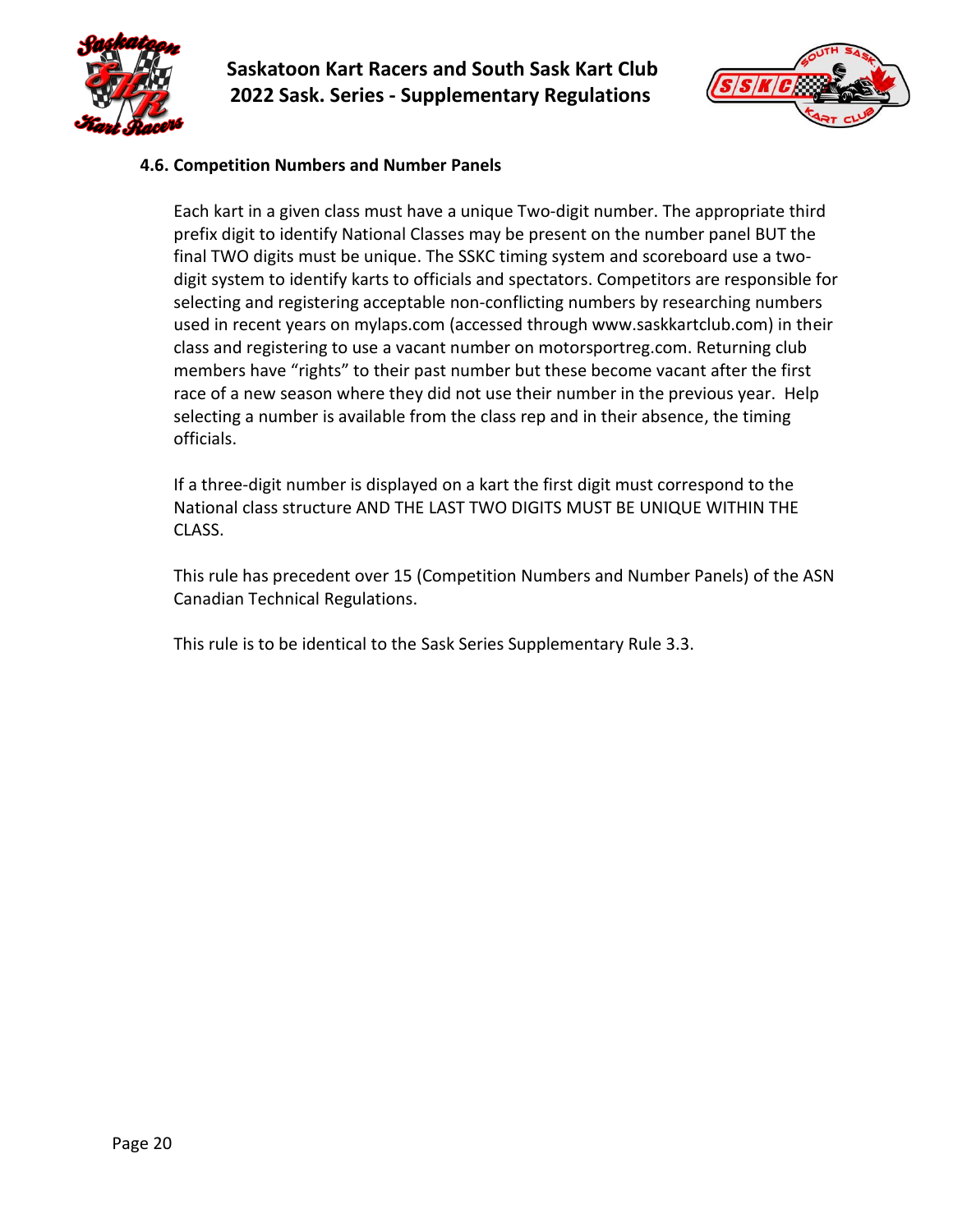### 4.6. Competition Numbers and Number Panels

Each kart in a given class must have a unique Two-digit number. The appropriate third prefix digit to identify National Classes may be present on the number panel BUT the final TWO digits must be unique. The SSKC timing system and scoreboard use a two-digit system to identify karts to officials and spectators. Competitors are responsible for selecting and registering acceptable non-conflicting numbers by researching numbers used in recent years on mylaps.com (accessed through www.saskkartclub.com) in their class and registering to use a vacant number on motorsportreg.com. Returning club members have "rights" to their past number but these become vacant after the first race of a new season where they did not use their number in the previous year.  Help selecting a number is available from the class rep and in their absence, the timing officials.

If a three-digit number is displayed on a kart the first digit must correspond to the National class structure AND THE LAST TWO DIGITS MUST BE UNIQUE WITHIN THE CLASS.

This rule has precedent over 15 (Competition Numbers and Number Panels) of the ASN Canadian Technical Regulations.

This rule is to be identical to the Sask Series Supplementary Rule 3.3.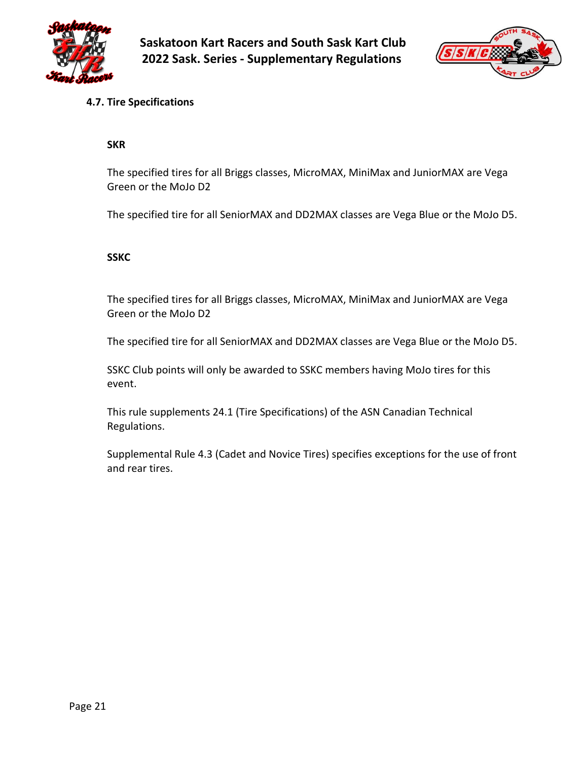### 4.7. Tire Specifications

**SKR**

The specified tires for all Briggs classes, MicroMAX, MiniMax and JuniorMAX are Vega Green or the MoJo D2

The specified tire for all SeniorMAX and DD2MAX classes are Vega Blue or the MoJo D5.

**SSKC**

The specified tires for all Briggs classes, MicroMAX, MiniMax and JuniorMAX are Vega Green or the MoJo D2

The specified tire for all SeniorMAX and DD2MAX classes are Vega Blue or the MoJo D5.

SSKC Club points will only be awarded to SSKC members having MoJo tires for this event.

This rule supplements 24.1 (Tire Specifications) of the ASN Canadian Technical Regulations.

Supplemental Rule 4.3 (Cadet and Novice Tires) specifies exceptions for the use of front and rear tires.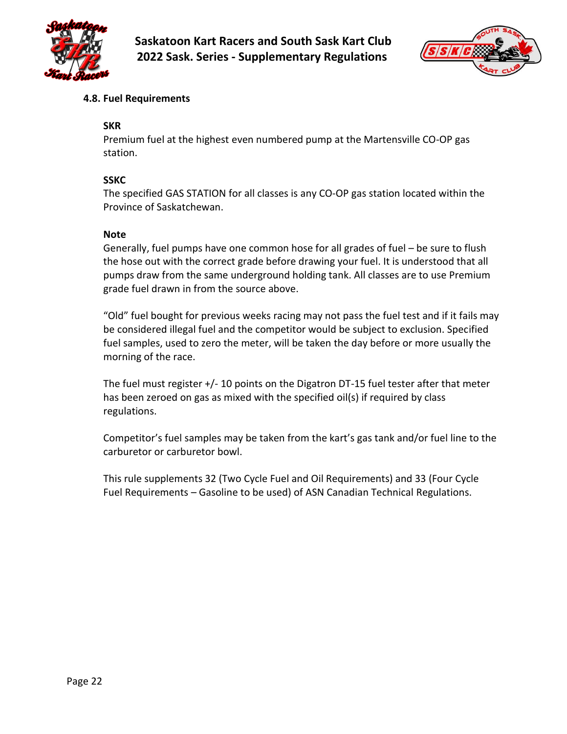### 4.8. Fuel Requirements

**SKR**

Premium fuel at the highest even numbered pump at the Martensville CO-OP gas station.

**SSKC**

The specified GAS STATION for all classes is any CO-OP gas station located within the Province of Saskatchewan.

**Note**

Generally, fuel pumps have one common hose for all grades of fuel – be sure to flush the hose out with the correct grade before drawing your fuel. It is understood that all pumps draw from the same underground holding tank. All classes are to use Premium grade fuel drawn in from the source above.

"Old" fuel bought for previous weeks racing may not pass the fuel test and if it fails may be considered illegal fuel and the competitor would be subject to exclusion. Specified fuel samples, used to zero the meter, will be taken the day before or more usually the morning of the race.

The fuel must register +/- 10 points on the Digatron DT-15 fuel tester after that meter has been zeroed on gas as mixed with the specified oil(s) if required by class regulations.

Competitor's fuel samples may be taken from the kart's gas tank and/or fuel line to the carburetor or carburetor bowl.

This rule supplements 32 (Two Cycle Fuel and Oil Requirements) and 33 (Four Cycle Fuel Requirements – Gasoline to be used) of ASN Canadian Technical Regulations.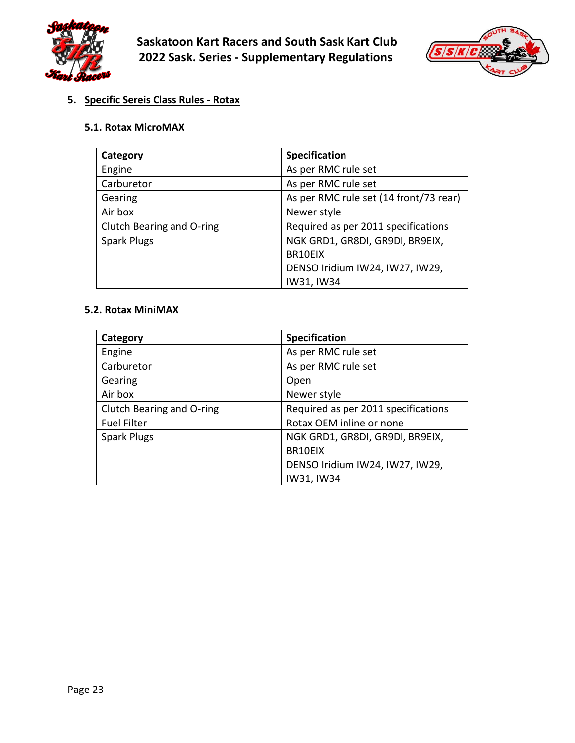## 5. Specific Sereis Class Rules - Rotax

### 5.1. Rotax MicroMAX

| Category | Specification |
|---|---|
| Engine | As per RMC rule set |
| Carburetor | As per RMC rule set |
| Gearing | As per RMC rule set (14 front/73 rear) |
| Air box | Newer style |
| Clutch Bearing and O-ring | Required as per 2011 specifications |
| Spark Plugs | NGK GRD1, GR8DI, GR9DI, BR9EIX, BR10EIX<br>DENSO Iridium IW24, IW27, IW29, IW31, IW34 |

### 5.2. Rotax MiniMAX

| Category | Specification |
|---|---|
| Engine | As per RMC rule set |
| Carburetor | As per RMC rule set |
| Gearing | Open |
| Air box | Newer style |
| Clutch Bearing and O-ring | Required as per 2011 specifications |
| Fuel Filter | Rotax OEM inline or none |
| Spark Plugs | NGK GRD1, GR8DI, GR9DI, BR9EIX, BR10EIX<br>DENSO Iridium IW24, IW27, IW29, IW31, IW34 |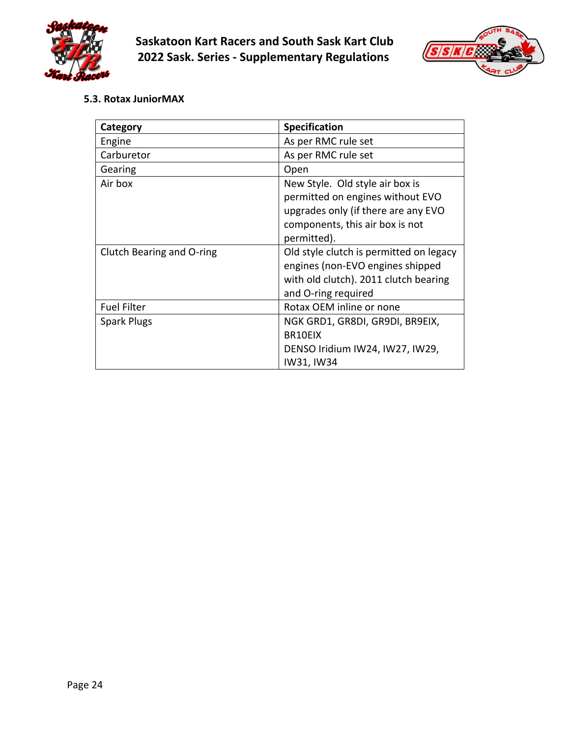### 5.3. Rotax JuniorMAX

| Category | Specification |
| --- | --- |
| Engine | As per RMC rule set |
| Carburetor | As per RMC rule set |
| Gearing | Open |
| Air box | New Style. Old style air box is permitted on engines without EVO upgrades only (if there are any EVO components, this air box is not permitted). |
| Clutch Bearing and O-ring | Old style clutch is permitted on legacy engines (non-EVO engines shipped with old clutch). 2011 clutch bearing and O-ring required |
| Fuel Filter | Rotax OEM inline or none |
| Spark Plugs | NGK GRD1, GR8DI, GR9DI, BR9EIX, BR10EIX<br>DENSO Iridium IW24, IW27, IW29, IW31, IW34 |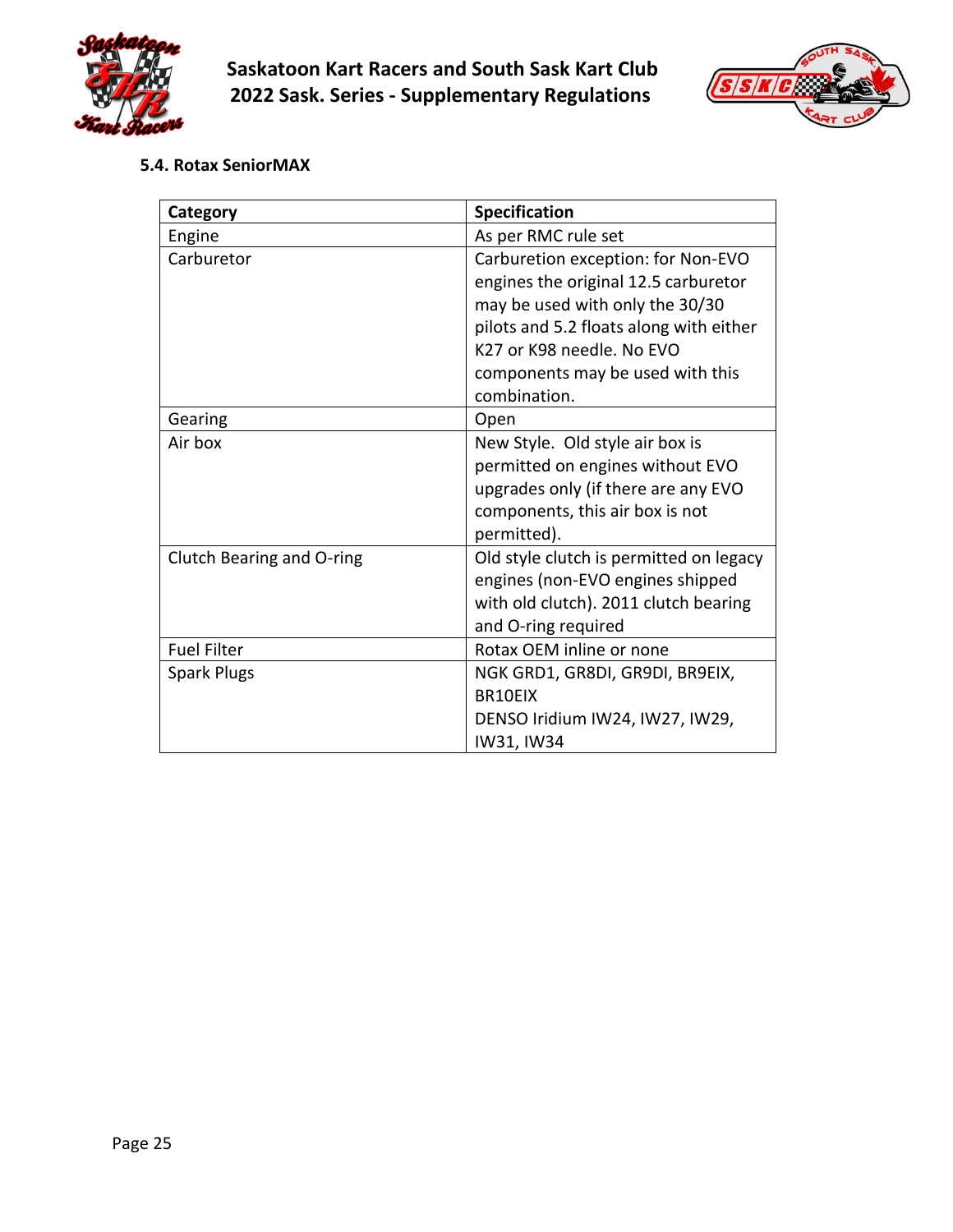### 5.4. Rotax SeniorMAX

| Category | Specification |
|---|---|
| Engine | As per RMC rule set |
| Carburetor | Carburetion exception: for Non-EVO engines the original 12.5 carburetor may be used with only the 30/30 pilots and 5.2 floats along with either K27 or K98 needle. No EVO components may be used with this combination. |
| Gearing | Open |
| Air box | New Style. Old style air box is permitted on engines without EVO upgrades only (if there are any EVO components, this air box is not permitted). |
| Clutch Bearing and O-ring | Old style clutch is permitted on legacy engines (non-EVO engines shipped with old clutch). 2011 clutch bearing and O-ring required |
| Fuel Filter | Rotax OEM inline or none |
| Spark Plugs | NGK GRD1, GR8DI, GR9DI, BR9EIX, BR10EIX<br>DENSO Iridium IW24, IW27, IW29, IW31, IW34 |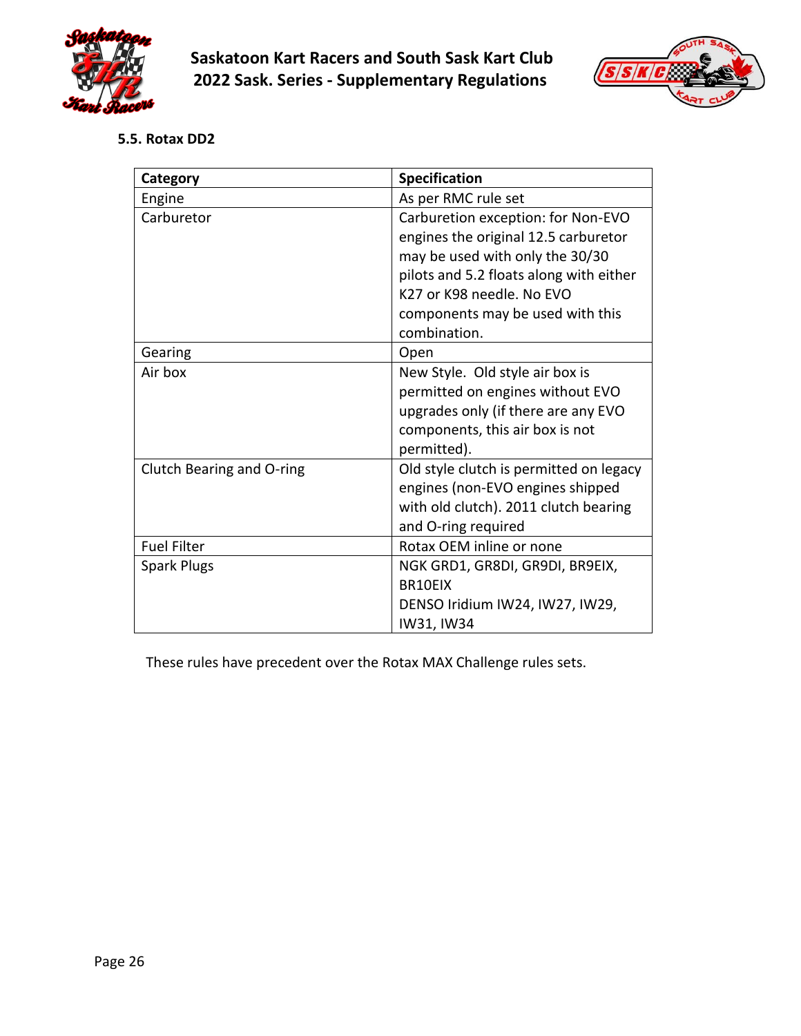### 5.5. Rotax DD2

| Category | Specification |
|---|---|
| Engine | As per RMC rule set |
| Carburetor | Carburetion exception: for Non-EVO engines the original 12.5 carburetor may be used with only the 30/30 pilots and 5.2 floats along with either K27 or K98 needle. No EVO components may be used with this combination. |
| Gearing | Open |
| Air box | New Style. Old style air box is permitted on engines without EVO upgrades only (if there are any EVO components, this air box is not permitted). |
| Clutch Bearing and O-ring | Old style clutch is permitted on legacy engines (non-EVO engines shipped with old clutch). 2011 clutch bearing and O-ring required |
| Fuel Filter | Rotax OEM inline or none |
| Spark Plugs | NGK GRD1, GR8DI, GR9DI, BR9EIX, BR10EIX<br>DENSO Iridium IW24, IW27, IW29, IW31, IW34 |

These rules have precedent over the Rotax MAX Challenge rules sets.